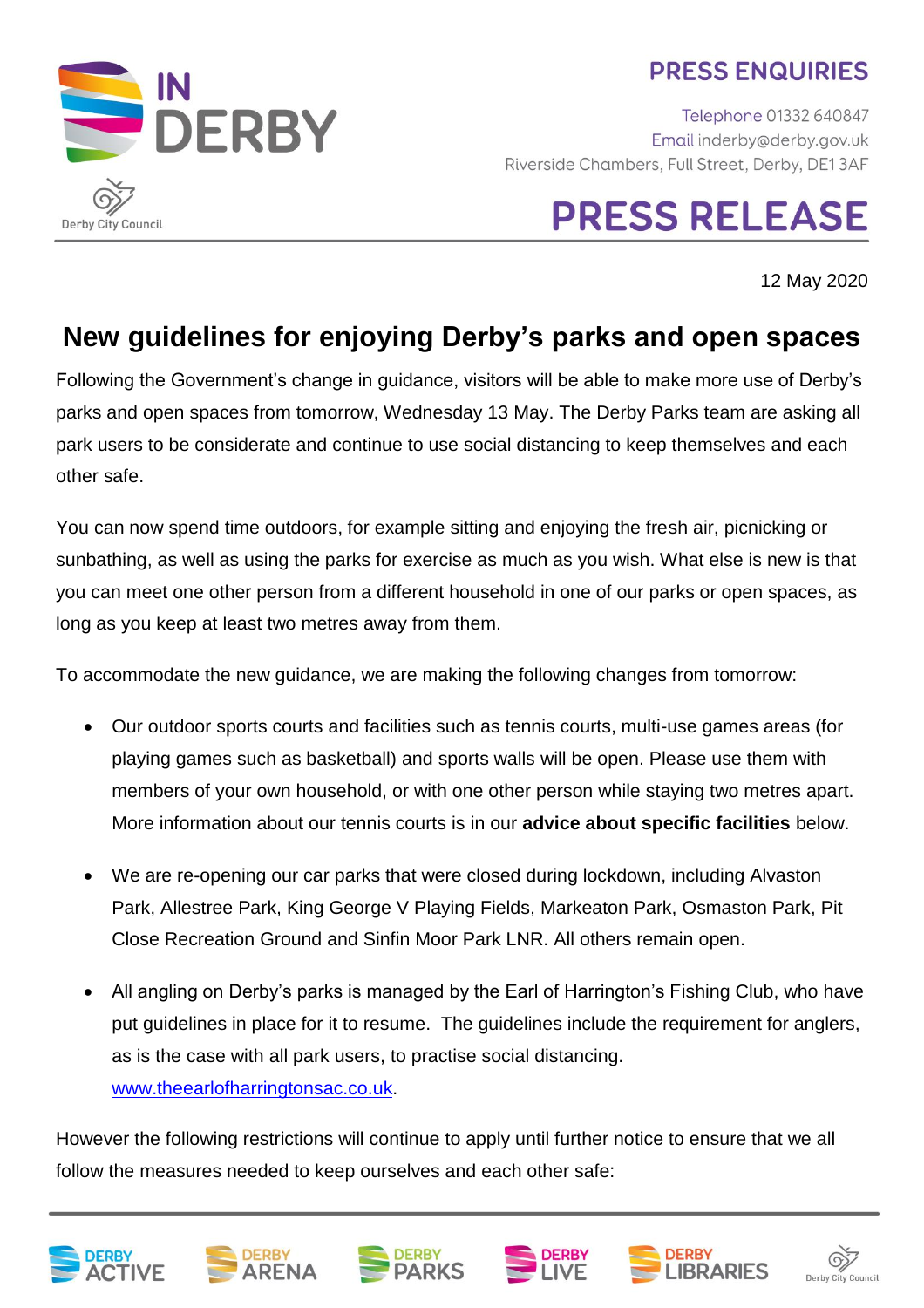IN DERBY

Derby City Council

**PRESS ENQUIRIES**

Telephone 01332 640847
Email inderby@derby.gov.uk
Riverside Chambers, Full Street, Derby, DE1 3AF

# PRESS RELEASE

12 May 2020

## New guidelines for enjoying Derby's parks and open spaces

Following the Government's change in guidance, visitors will be able to make more use of Derby's parks and open spaces from tomorrow, Wednesday 13 May. The Derby Parks team are asking all park users to be considerate and continue to use social distancing to keep themselves and each other safe.

You can now spend time outdoors, for example sitting and enjoying the fresh air, picnicking or sunbathing, as well as using the parks for exercise as much as you wish. What else is new is that you can meet one other person from a different household in one of our parks or open spaces, as long as you keep at least two metres away from them.

To accommodate the new guidance, we are making the following changes from tomorrow:

- Our outdoor sports courts and facilities such as tennis courts, multi-use games areas (for playing games such as basketball) and sports walls will be open. Please use them with members of your own household, or with one other person while staying two metres apart. More information about our tennis courts is in our **advice about specific facilities** below.

- We are re-opening our car parks that were closed during lockdown, including Alvaston Park, Allestree Park, King George V Playing Fields, Markeaton Park, Osmaston Park, Pit Close Recreation Ground and Sinfin Moor Park LNR. All others remain open.

- All angling on Derby's parks is managed by the Earl of Harrington's Fishing Club, who have put guidelines in place for it to resume. The guidelines include the requirement for anglers, as is the case with all park users, to practise social distancing. www.theearlofharringtonsac.co.uk.

However the following restrictions will continue to apply until further notice to ensure that we all follow the measures needed to keep ourselves and each other safe: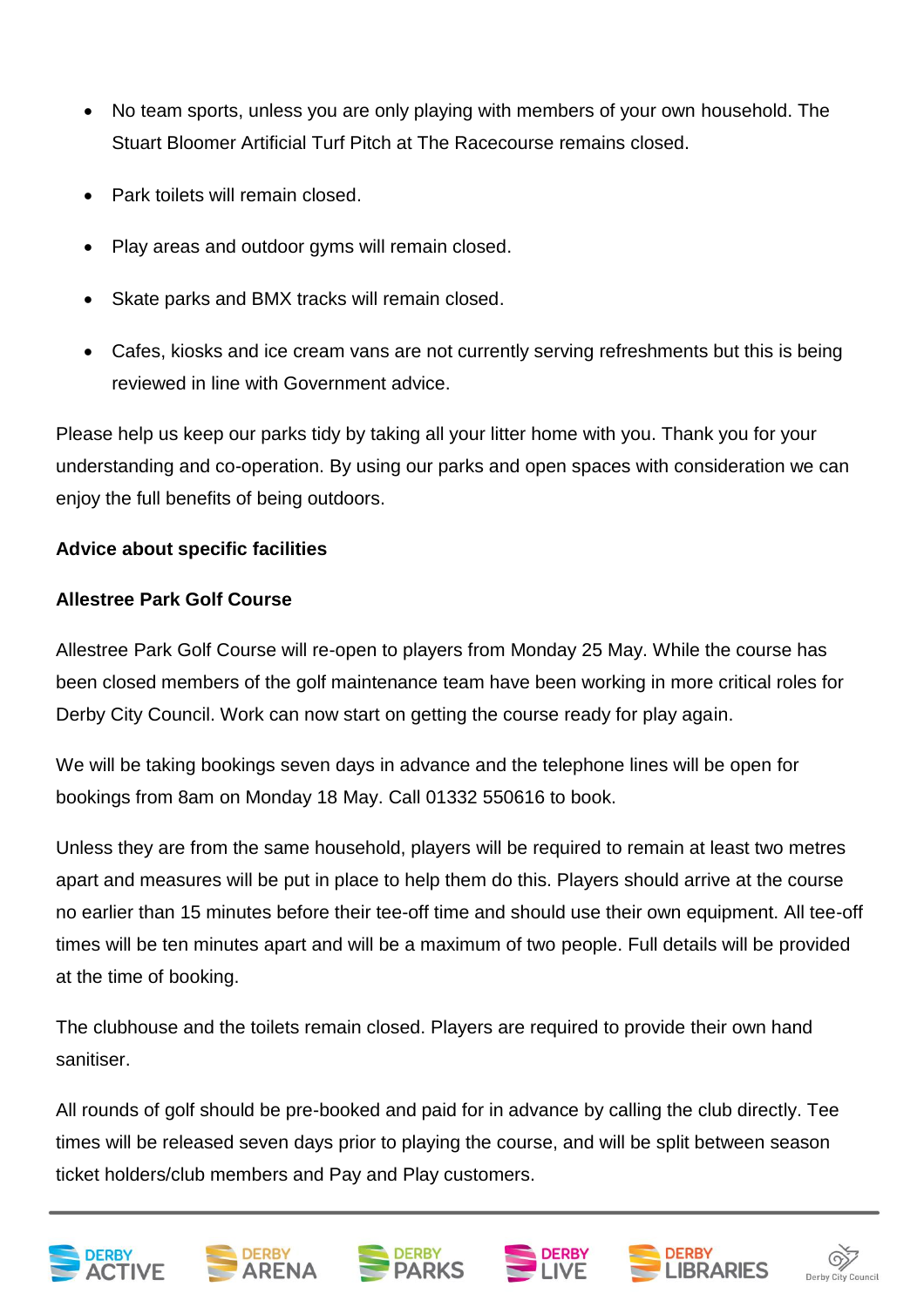- No team sports, unless you are only playing with members of your own household. The Stuart Bloomer Artificial Turf Pitch at The Racecourse remains closed.
- Park toilets will remain closed.
- Play areas and outdoor gyms will remain closed.
- Skate parks and BMX tracks will remain closed.
- Cafes, kiosks and ice cream vans are not currently serving refreshments but this is being reviewed in line with Government advice.

Please help us keep our parks tidy by taking all your litter home with you. Thank you for your understanding and co-operation. By using our parks and open spaces with consideration we can enjoy the full benefits of being outdoors.

**Advice about specific facilities**

**Allestree Park Golf Course**

Allestree Park Golf Course will re-open to players from Monday 25 May. While the course has been closed members of the golf maintenance team have been working in more critical roles for Derby City Council. Work can now start on getting the course ready for play again.

We will be taking bookings seven days in advance and the telephone lines will be open for bookings from 8am on Monday 18 May. Call 01332 550616 to book.

Unless they are from the same household, players will be required to remain at least two metres apart and measures will be put in place to help them do this. Players should arrive at the course no earlier than 15 minutes before their tee-off time and should use their own equipment. All tee-off times will be ten minutes apart and will be a maximum of two people. Full details will be provided at the time of booking.

The clubhouse and the toilets remain closed. Players are required to provide their own hand sanitiser.

All rounds of golf should be pre-booked and paid for in advance by calling the club directly. Tee times will be released seven days prior to playing the course, and will be split between season ticket holders/club members and Pay and Play customers.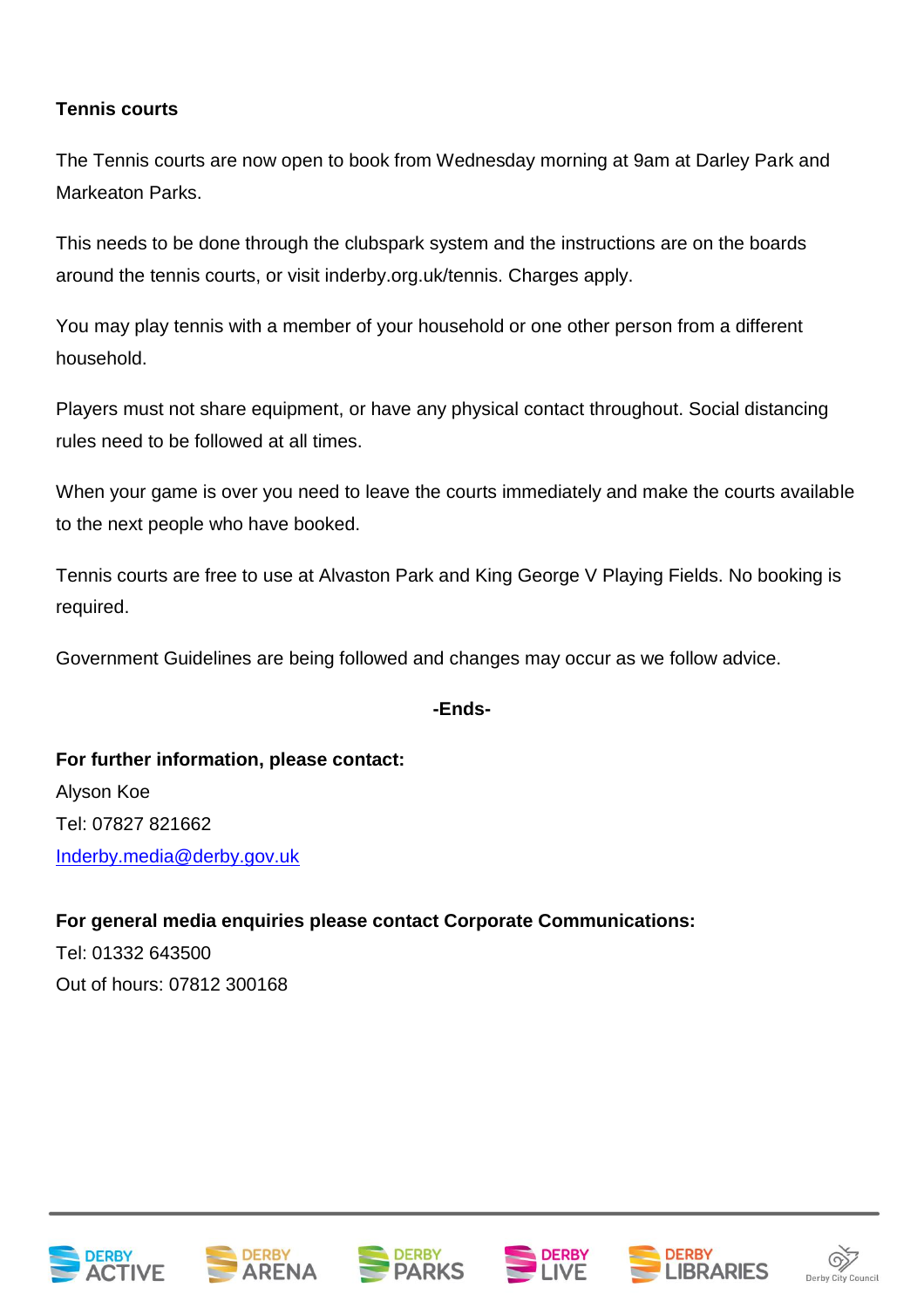**Tennis courts**

The Tennis courts are now open to book from Wednesday morning at 9am at Darley Park and Markeaton Parks.

This needs to be done through the clubspark system and the instructions are on the boards around the tennis courts, or visit inderby.org.uk/tennis. Charges apply.

You may play tennis with a member of your household or one other person from a different household.

Players must not share equipment, or have any physical contact throughout. Social distancing rules need to be followed at all times.

When your game is over you need to leave the courts immediately and make the courts available to the next people who have booked.

Tennis courts are free to use at Alvaston Park and King George V Playing Fields. No booking is required.

Government Guidelines are being followed and changes may occur as we follow advice.

**-Ends-**

**For further information, please contact:**
Alyson Koe
Tel: 07827 821662
Inderby.media@derby.gov.uk

**For general media enquiries please contact Corporate Communications:**
Tel: 01332 643500
Out of hours: 07812 300168

DERBY ACTIVE DERBY ARENA DERBY PARKS DERBY LIVE DERBY LIBRARIES Derby City Council